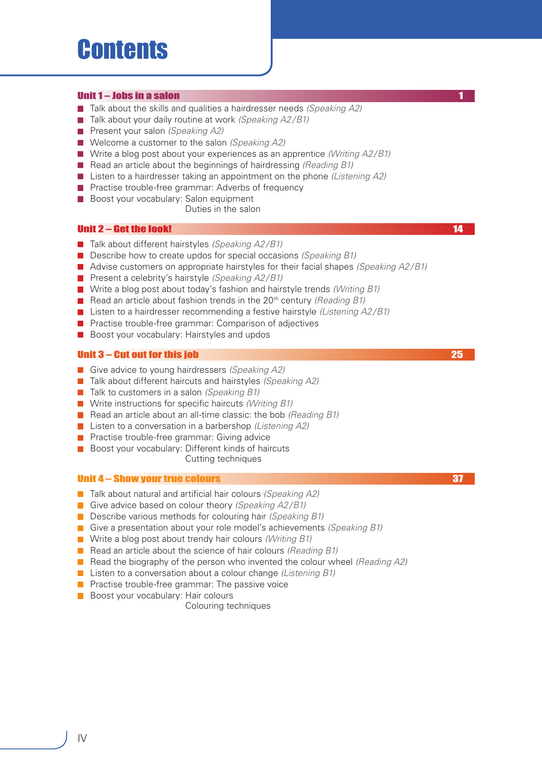# Contents

## Unit 1 – Jobs in a salon — 1

- Talk about the skills and qualities a hairdresser needs *(Speaking A2)*
- Talk about your daily routine at work *(Speaking A2/B1)*
- Present your salon *(Speaking A2)*
- Welcome a customer to the salon *(Speaking A2)*
- Write a blog post about your experiences as an apprentice *(Writing A2/B1)*
- Read an article about the beginnings of hairdressing *(Reading B1)*
- Listen to a hairdresser taking an appointment on the phone *(Listening A2)*
- Practise trouble-free grammar: Adverbs of frequency
- Boost your vocabulary: Salon equipment
  Duties in the salon

## Unit 2 – Get the look! — 14

- Talk about different hairstyles *(Speaking A2/B1)*
- Describe how to create updos for special occasions *(Speaking B1)*
- Advise customers on appropriate hairstyles for their facial shapes *(Speaking A2/B1)*
- Present a celebrity's hairstyle *(Speaking A2/B1)*
- Write a blog post about today's fashion and hairstyle trends *(Writing B1)*
- Read an article about fashion trends in the 20th century *(Reading B1)*
- Listen to a hairdresser recommending a festive hairstyle *(Listening A2/B1)*
- Practise trouble-free grammar: Comparison of adjectives
- Boost your vocabulary: Hairstyles and updos

## Unit 3 – Cut out for this job — 25

- Give advice to young hairdressers *(Speaking A2)*
- Talk about different haircuts and hairstyles *(Speaking A2)*
- Talk to customers in a salon *(Speaking B1)*
- Write instructions for specific haircuts *(Writing B1)*
- Read an article about an all-time classic: the bob *(Reading B1)*
- Listen to a conversation in a barbershop *(Listening A2)*
- Practise trouble-free grammar: Giving advice
- Boost your vocabulary: Different kinds of haircuts
  Cutting techniques

## Unit 4 – Show your true colours — 37

- Talk about natural and artificial hair colours *(Speaking A2)*
- Give advice based on colour theory *(Speaking A2/B1)*
- Describe various methods for colouring hair *(Speaking B1)*
- Give a presentation about your role model's achievements *(Speaking B1)*
- Write a blog post about trendy hair colours *(Writing B1)*
- Read an article about the science of hair colours *(Reading B1)*
- Read the biography of the person who invented the colour wheel *(Reading A2)*
- Listen to a conversation about a colour change *(Listening B1)*
- Practise trouble-free grammar: The passive voice
- Boost your vocabulary: Hair colours
  Colouring techniques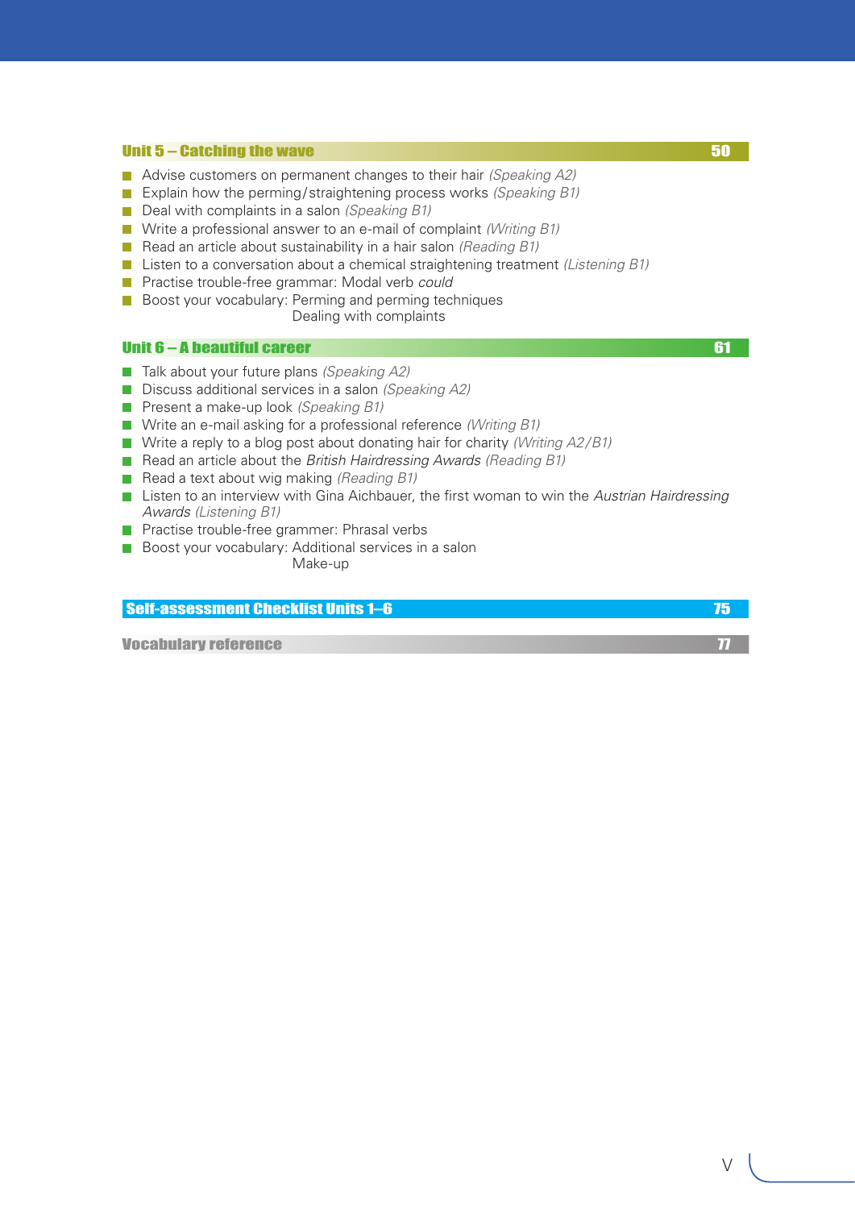## Unit 5 – Catching the wave — 50

- Advise customers on permanent changes to their hair *(Speaking A2)*
- Explain how the perming/straightening process works *(Speaking B1)*
- Deal with complaints in a salon *(Speaking B1)*
- Write a professional answer to an e-mail of complaint *(Writing B1)*
- Read an article about sustainability in a hair salon *(Reading B1)*
- Listen to a conversation about a chemical straightening treatment *(Listening B1)*
- Practise trouble-free grammar: Modal verb *could*
- Boost your vocabulary: Perming and perming techniques
  Dealing with complaints

## Unit 6 – A beautiful career — 61

- Talk about your future plans *(Speaking A2)*
- Discuss additional services in a salon *(Speaking A2)*
- Present a make-up look *(Speaking B1)*
- Write an e-mail asking for a professional reference *(Writing B1)*
- Write a reply to a blog post about donating hair for charity *(Writing A2/B1)*
- Read an article about the *British Hairdressing Awards* *(Reading B1)*
- Read a text about wig making *(Reading B1)*
- Listen to an interview with Gina Aichbauer, the first woman to win the *Austrian Hairdressing Awards* *(Listening B1)*
- Practise trouble-free grammer: Phrasal verbs
- Boost your vocabulary: Additional services in a salon
  Make-up

## Self-assessment Checklist Units 1–6 — 75

## Vocabulary reference — 77